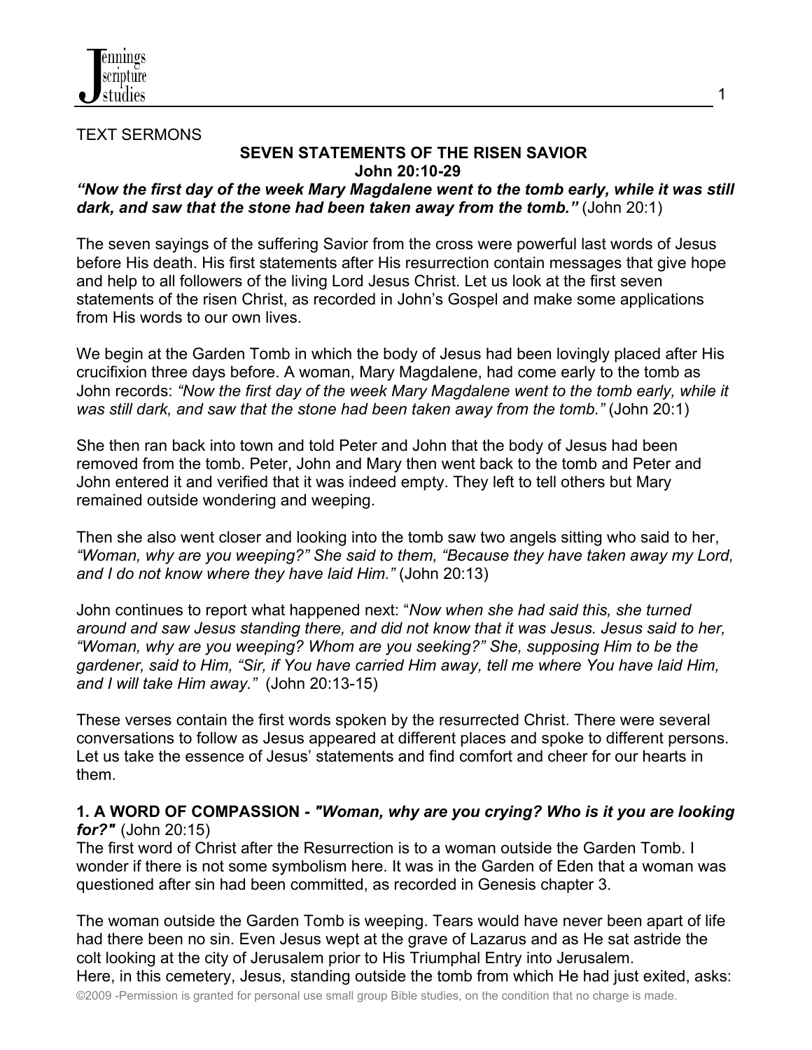TEXT SERMONS

## SEVEN STATEMENTS OF THE RISEN SAVIOR
### John 20:10-29

***"Now the first day of the week Mary Magdalene went to the tomb early, while it was still dark, and saw that the stone had been taken away from the tomb."*** (John 20:1)

The seven sayings of the suffering Savior from the cross were powerful last words of Jesus before His death. His first statements after His resurrection contain messages that give hope and help to all followers of the living Lord Jesus Christ. Let us look at the first seven statements of the risen Christ, as recorded in John's Gospel and make some applications from His words to our own lives.

We begin at the Garden Tomb in which the body of Jesus had been lovingly placed after His crucifixion three days before. A woman, Mary Magdalene, had come early to the tomb as John records: *"Now the first day of the week Mary Magdalene went to the tomb early, while it was still dark, and saw that the stone had been taken away from the tomb."* (John 20:1)

She then ran back into town and told Peter and John that the body of Jesus had been removed from the tomb. Peter, John and Mary then went back to the tomb and Peter and John entered it and verified that it was indeed empty. They left to tell others but Mary remained outside wondering and weeping.

Then she also went closer and looking into the tomb saw two angels sitting who said to her, *"Woman, why are you weeping?" She said to them, "Because they have taken away my Lord, and I do not know where they have laid Him."* (John 20:13)

John continues to report what happened next: "*Now when she had said this, she turned around and saw Jesus standing there, and did not know that it was Jesus. Jesus said to her, "Woman, why are you weeping? Whom are you seeking?" She, supposing Him to be the gardener, said to Him, "Sir, if You have carried Him away, tell me where You have laid Him, and I will take Him away."* (John 20:13-15)

These verses contain the first words spoken by the resurrected Christ. There were several conversations to follow as Jesus appeared at different places and spoke to different persons. Let us take the essence of Jesus' statements and find comfort and cheer for our hearts in them.

**1. A WORD OF COMPASSION** ***- "Woman, why are you crying? Who is it you are looking for?"*** (John 20:15)

The first word of Christ after the Resurrection is to a woman outside the Garden Tomb. I wonder if there is not some symbolism here. It was in the Garden of Eden that a woman was questioned after sin had been committed, as recorded in Genesis chapter 3.

The woman outside the Garden Tomb is weeping. Tears would have never been apart of life had there been no sin. Even Jesus wept at the grave of Lazarus and as He sat astride the colt looking at the city of Jerusalem prior to His Triumphal Entry into Jerusalem.
Here, in this cemetery, Jesus, standing outside the tomb from which He had just exited, asks:

©2009 -Permission is granted for personal use small group Bible studies, on the condition that no charge is made.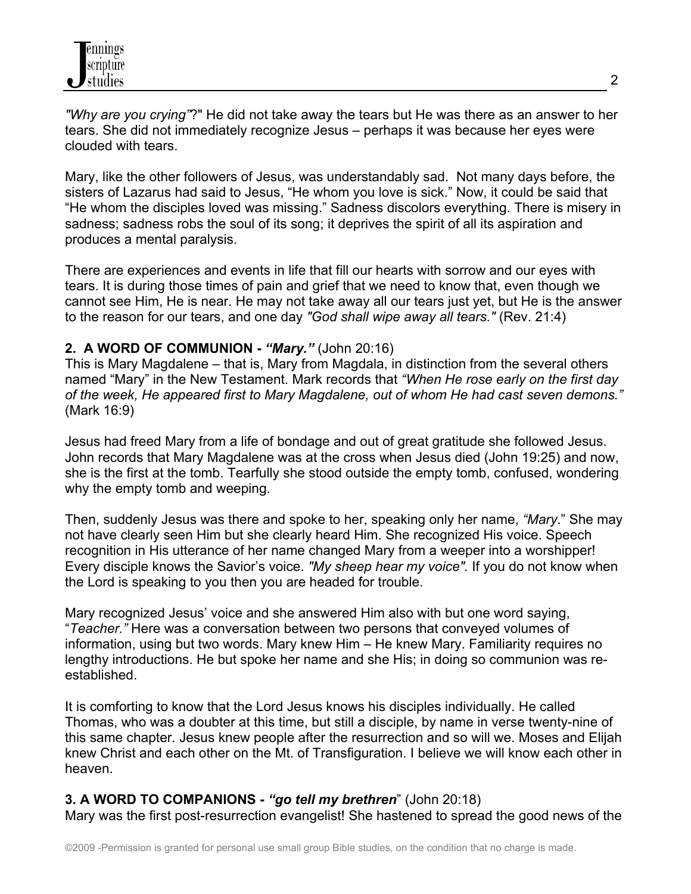*"Why are you crying"*?" He did not take away the tears but He was there as an answer to her tears. She did not immediately recognize Jesus – perhaps it was because her eyes were clouded with tears.

Mary, like the other followers of Jesus, was understandably sad. Not many days before, the sisters of Lazarus had said to Jesus, "He whom you love is sick." Now, it could be said that "He whom the disciples loved was missing." Sadness discolors everything. There is misery in sadness; sadness robs the soul of its song; it deprives the spirit of all its aspiration and produces a mental paralysis.

There are experiences and events in life that fill our hearts with sorrow and our eyes with tears. It is during those times of pain and grief that we need to know that, even though we cannot see Him, He is near. He may not take away all our tears just yet, but He is the answer to the reason for our tears, and one day *"God shall wipe away all tears."* (Rev. 21:4)

**2. A WORD OF COMMUNION -** ***"Mary."*** (John 20:16)

This is Mary Magdalene – that is, Mary from Magdala, in distinction from the several others named "Mary" in the New Testament. Mark records that *"When He rose early on the first day of the week, He appeared first to Mary Magdalene, out of whom He had cast seven demons."* (Mark 16:9)

Jesus had freed Mary from a life of bondage and out of great gratitude she followed Jesus. John records that Mary Magdalene was at the cross when Jesus died (John 19:25) and now, she is the first at the tomb. Tearfully she stood outside the empty tomb, confused, wondering why the empty tomb and weeping.

Then, suddenly Jesus was there and spoke to her, speaking only her name, *"Mary*." She may not have clearly seen Him but she clearly heard Him. She recognized His voice. Speech recognition in His utterance of her name changed Mary from a weeper into a worshipper! Every disciple knows the Savior's voice. *"My sheep hear my voice".* If you do not know when the Lord is speaking to you then you are headed for trouble.

Mary recognized Jesus' voice and she answered Him also with but one word saying, "*Teacher."* Here was a conversation between two persons that conveyed volumes of information, using but two words. Mary knew Him – He knew Mary. Familiarity requires no lengthy introductions. He but spoke her name and she His; in doing so communion was re-established.

It is comforting to know that the Lord Jesus knows his disciples individually. He called Thomas, who was a doubter at this time, but still a disciple, by name in verse twenty-nine of this same chapter. Jesus knew people after the resurrection and so will we. Moses and Elijah knew Christ and each other on the Mt. of Transfiguration. I believe we will know each other in heaven.

**3. A WORD TO COMPANIONS -** ***"go tell my brethren***" (John 20:18)

Mary was the first post-resurrection evangelist! She hastened to spread the good news of the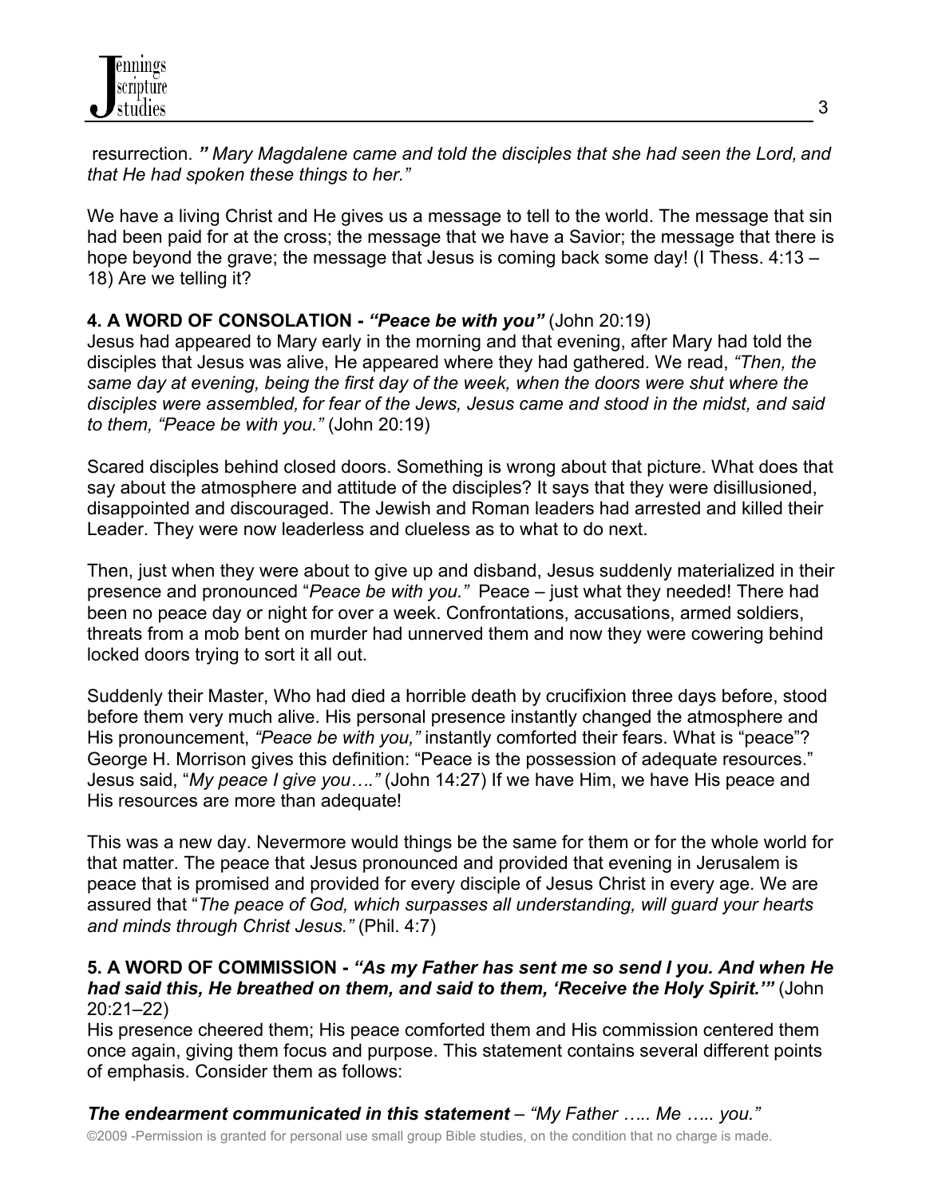resurrection. *" Mary Magdalene came and told the disciples that she had seen the Lord, and that He had spoken these things to her."*

We have a living Christ and He gives us a message to tell to the world. The message that sin had been paid for at the cross; the message that we have a Savior; the message that there is hope beyond the grave; the message that Jesus is coming back some day! (I Thess. 4:13 – 18) Are we telling it?

**4. A WORD OF CONSOLATION - *"Peace be with you"*** (John 20:19)

Jesus had appeared to Mary early in the morning and that evening, after Mary had told the disciples that Jesus was alive, He appeared where they had gathered. We read, *"Then, the same day at evening, being the first day of the week, when the doors were shut where the disciples were assembled, for fear of the Jews, Jesus came and stood in the midst, and said to them, "Peace be with you."* (John 20:19)

Scared disciples behind closed doors. Something is wrong about that picture. What does that say about the atmosphere and attitude of the disciples? It says that they were disillusioned, disappointed and discouraged. The Jewish and Roman leaders had arrested and killed their Leader. They were now leaderless and clueless as to what to do next.

Then, just when they were about to give up and disband, Jesus suddenly materialized in their presence and pronounced "*Peace be with you."* Peace – just what they needed! There had been no peace day or night for over a week. Confrontations, accusations, armed soldiers, threats from a mob bent on murder had unnerved them and now they were cowering behind locked doors trying to sort it all out.

Suddenly their Master, Who had died a horrible death by crucifixion three days before, stood before them very much alive. His personal presence instantly changed the atmosphere and His pronouncement, *"Peace be with you,"* instantly comforted their fears. What is "peace"? George H. Morrison gives this definition: "Peace is the possession of adequate resources." Jesus said, "*My peace I give you…."* (John 14:27) If we have Him, we have His peace and His resources are more than adequate!

This was a new day. Nevermore would things be the same for them or for the whole world for that matter. The peace that Jesus pronounced and provided that evening in Jerusalem is peace that is promised and provided for every disciple of Jesus Christ in every age. We are assured that "*The peace of God, which surpasses all understanding, will guard your hearts and minds through Christ Jesus."* (Phil. 4:7)

**5. A WORD OF COMMISSION - *"As my Father has sent me so send I you. And when He had said this, He breathed on them, and said to them, 'Receive the Holy Spirit.'"*** (John 20:21–22)

His presence cheered them; His peace comforted them and His commission centered them once again, giving them focus and purpose. This statement contains several different points of emphasis. Consider them as follows:

***The endearment communicated in this statement*** – *"My Father ….. Me ….. you."*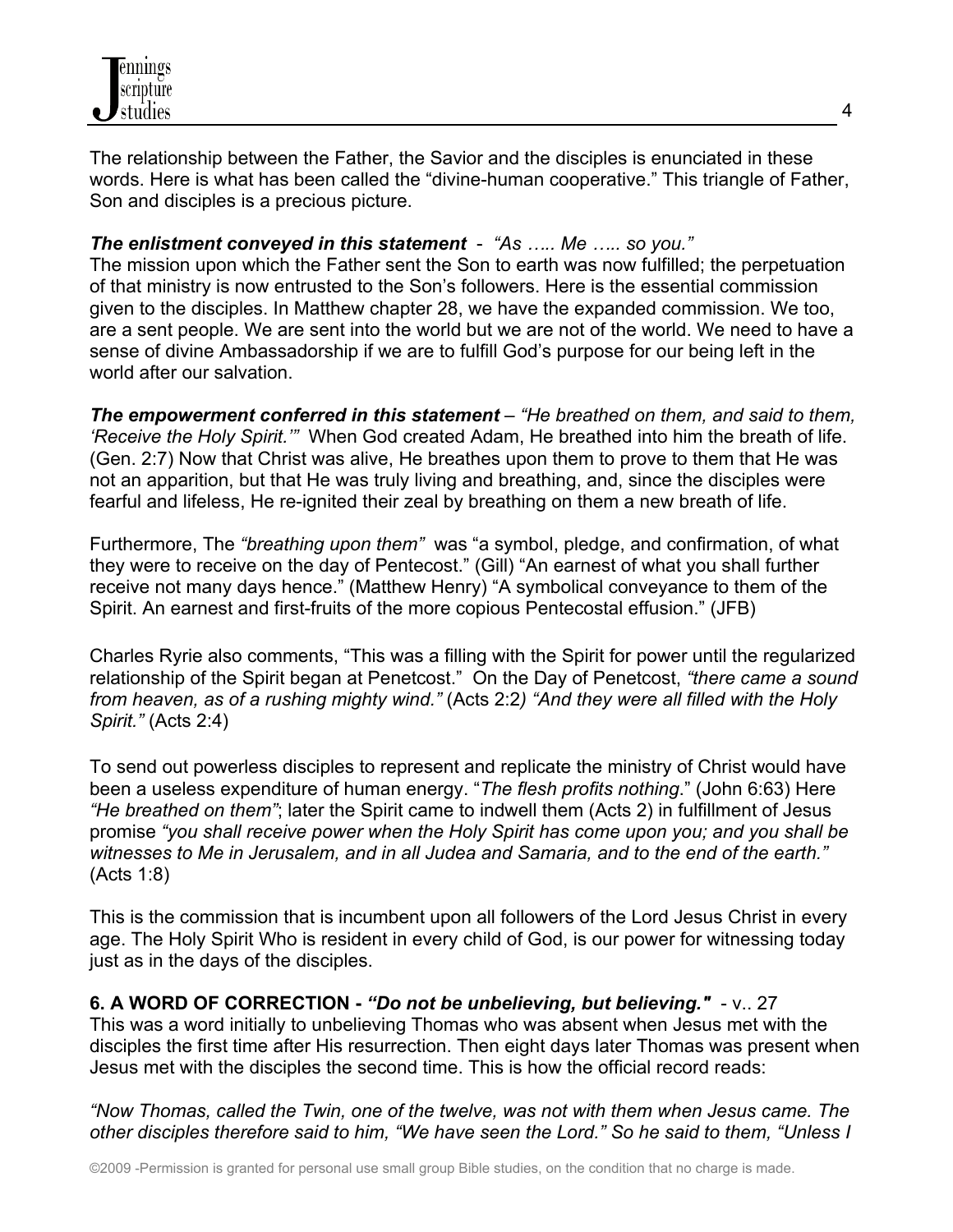The relationship between the Father, the Savior and the disciples is enunciated in these words. Here is what has been called the "divine-human cooperative." This triangle of Father, Son and disciples is a precious picture.

***The enlistment conveyed in this statement*** - *"As ….. Me ….. so you."*
The mission upon which the Father sent the Son to earth was now fulfilled; the perpetuation of that ministry is now entrusted to the Son's followers. Here is the essential commission given to the disciples. In Matthew chapter 28, we have the expanded commission. We too, are a sent people. We are sent into the world but we are not of the world. We need to have a sense of divine Ambassadorship if we are to fulfill God's purpose for our being left in the world after our salvation.

***The empowerment conferred in this statement*** – *"He breathed on them, and said to them, 'Receive the Holy Spirit.'"* When God created Adam, He breathed into him the breath of life. (Gen. 2:7) Now that Christ was alive, He breathes upon them to prove to them that He was not an apparition, but that He was truly living and breathing, and, since the disciples were fearful and lifeless, He re-ignited their zeal by breathing on them a new breath of life.

Furthermore, The *"breathing upon them"* was "a symbol, pledge, and confirmation, of what they were to receive on the day of Pentecost." (Gill) "An earnest of what you shall further receive not many days hence." (Matthew Henry) "A symbolical conveyance to them of the Spirit. An earnest and first-fruits of the more copious Pentecostal effusion." (JFB)

Charles Ryrie also comments, "This was a filling with the Spirit for power until the regularized relationship of the Spirit began at Penetcost." On the Day of Penetcost, *"there came a sound from heaven, as of a rushing mighty wind."* (Acts 2:2*) "And they were all filled with the Holy Spirit."* (Acts 2:4)

To send out powerless disciples to represent and replicate the ministry of Christ would have been a useless expenditure of human energy. "*The flesh profits nothing*." (John 6:63) Here *"He breathed on them"*; later the Spirit came to indwell them (Acts 2) in fulfillment of Jesus promise *"you shall receive power when the Holy Spirit has come upon you; and you shall be witnesses to Me in Jerusalem, and in all Judea and Samaria, and to the end of the earth."* (Acts 1:8)

This is the commission that is incumbent upon all followers of the Lord Jesus Christ in every age. The Holy Spirit Who is resident in every child of God, is our power for witnessing today just as in the days of the disciples.

**6. A WORD OF CORRECTION - *"Do not be unbelieving, but believing."*** - v.. 27
This was a word initially to unbelieving Thomas who was absent when Jesus met with the disciples the first time after His resurrection. Then eight days later Thomas was present when Jesus met with the disciples the second time. This is how the official record reads:

*"Now Thomas, called the Twin, one of the twelve, was not with them when Jesus came. The other disciples therefore said to him, "We have seen the Lord." So he said to them, "Unless I*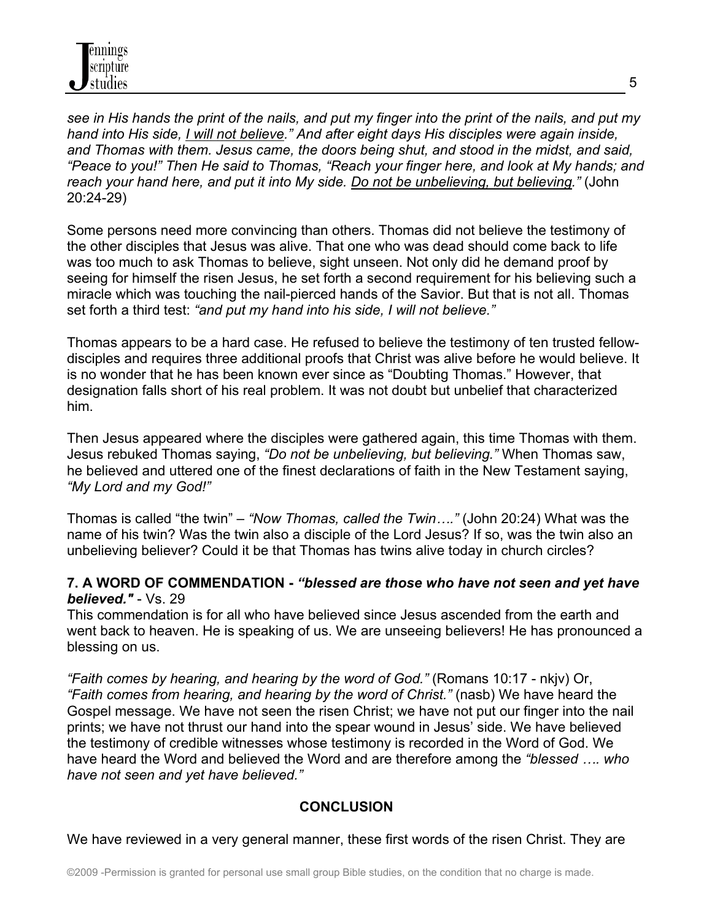*see in His hands the print of the nails, and put my finger into the print of the nails, and put my hand into His side, <u>I will not believe</u>." And after eight days His disciples were again inside, and Thomas with them. Jesus came, the doors being shut, and stood in the midst, and said, "Peace to you!" Then He said to Thomas, "Reach your finger here, and look at My hands; and reach your hand here, and put it into My side. <u>Do not be unbelieving, but believing</u>."* (John 20:24-29)

Some persons need more convincing than others. Thomas did not believe the testimony of the other disciples that Jesus was alive. That one who was dead should come back to life was too much to ask Thomas to believe, sight unseen. Not only did he demand proof by seeing for himself the risen Jesus, he set forth a second requirement for his believing such a miracle which was touching the nail-pierced hands of the Savior. But that is not all. Thomas set forth a third test: *"and put my hand into his side, I will not believe."*

Thomas appears to be a hard case. He refused to believe the testimony of ten trusted fellow-disciples and requires three additional proofs that Christ was alive before he would believe. It is no wonder that he has been known ever since as "Doubting Thomas." However, that designation falls short of his real problem. It was not doubt but unbelief that characterized him.

Then Jesus appeared where the disciples were gathered again, this time Thomas with them. Jesus rebuked Thomas saying, *"Do not be unbelieving, but believing."* When Thomas saw, he believed and uttered one of the finest declarations of faith in the New Testament saying, *"My Lord and my God!"*

Thomas is called "the twin" – *"Now Thomas, called the Twin…."* (John 20:24) What was the name of his twin? Was the twin also a disciple of the Lord Jesus? If so, was the twin also an unbelieving believer? Could it be that Thomas has twins alive today in church circles?

**7. A WORD OF COMMENDATION - *"blessed are those who have not seen and yet have believed."*** - Vs. 29

This commendation is for all who have believed since Jesus ascended from the earth and went back to heaven. He is speaking of us. We are unseeing believers! He has pronounced a blessing on us.

*"Faith comes by hearing, and hearing by the word of God."* (Romans 10:17 - nkjv) Or, *"Faith comes from hearing, and hearing by the word of Christ."* (nasb) We have heard the Gospel message. We have not seen the risen Christ; we have not put our finger into the nail prints; we have not thrust our hand into the spear wound in Jesus' side. We have believed the testimony of credible witnesses whose testimony is recorded in the Word of God. We have heard the Word and believed the Word and are therefore among the *"blessed …. who have not seen and yet have believed."*

## CONCLUSION

We have reviewed in a very general manner, these first words of the risen Christ. They are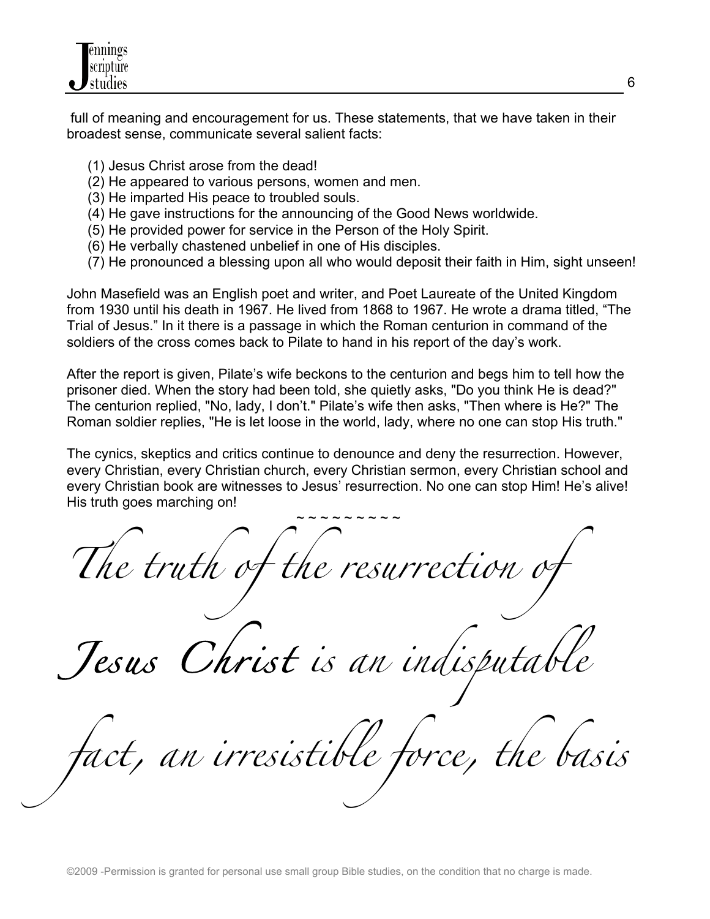full of meaning and encouragement for us. These statements, that we have taken in their broadest sense, communicate several salient facts:

(1) Jesus Christ arose from the dead!
(2) He appeared to various persons, women and men.
(3) He imparted His peace to troubled souls.
(4) He gave instructions for the announcing of the Good News worldwide.
(5) He provided power for service in the Person of the Holy Spirit.
(6) He verbally chastened unbelief in one of His disciples.
(7) He pronounced a blessing upon all who would deposit their faith in Him, sight unseen!

John Masefield was an English poet and writer, and Poet Laureate of the United Kingdom from 1930 until his death in 1967. He lived from 1868 to 1967. He wrote a drama titled, "The Trial of Jesus." In it there is a passage in which the Roman centurion in command of the soldiers of the cross comes back to Pilate to hand in his report of the day's work.

After the report is given, Pilate's wife beckons to the centurion and begs him to tell how the prisoner died. When the story had been told, she quietly asks, "Do you think He is dead?" The centurion replied, "No, lady, I don't." Pilate's wife then asks, "Then where is He?" The Roman soldier replies, "He is let loose in the world, lady, where no one can stop His truth."

The cynics, skeptics and critics continue to denounce and deny the resurrection. However, every Christian, every Christian church, every Christian sermon, every Christian school and every Christian book are witnesses to Jesus' resurrection. No one can stop Him! He's alive! His truth goes marching on!

~ ~ ~ ~ ~ ~ ~ ~ ~

*The truth of the resurrection of Jesus Christ is an indisputable fact, an irresistible force, the basis*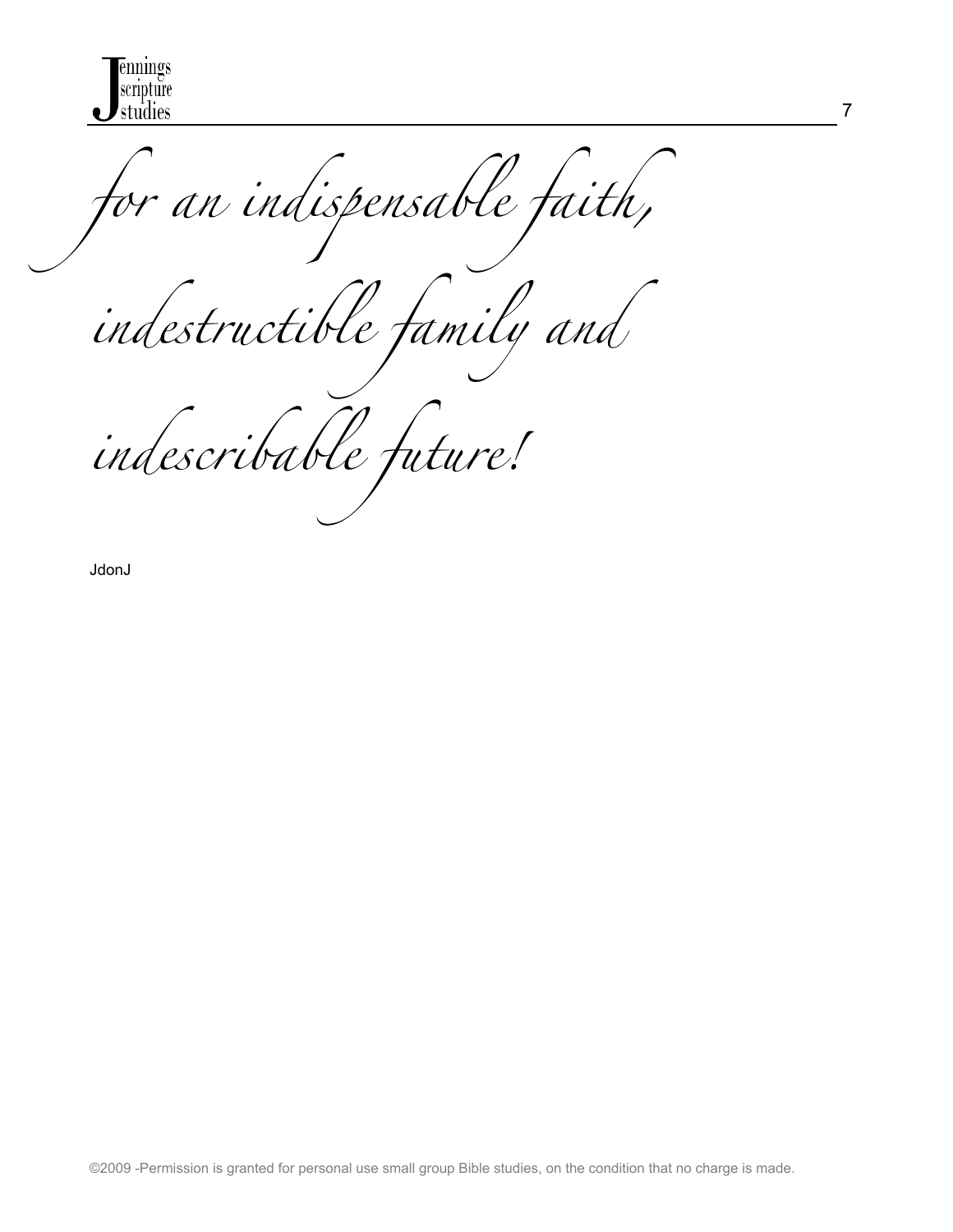*for an indispensable faith,*

*indestructible family and*

*indescribable future!*

JdonJ